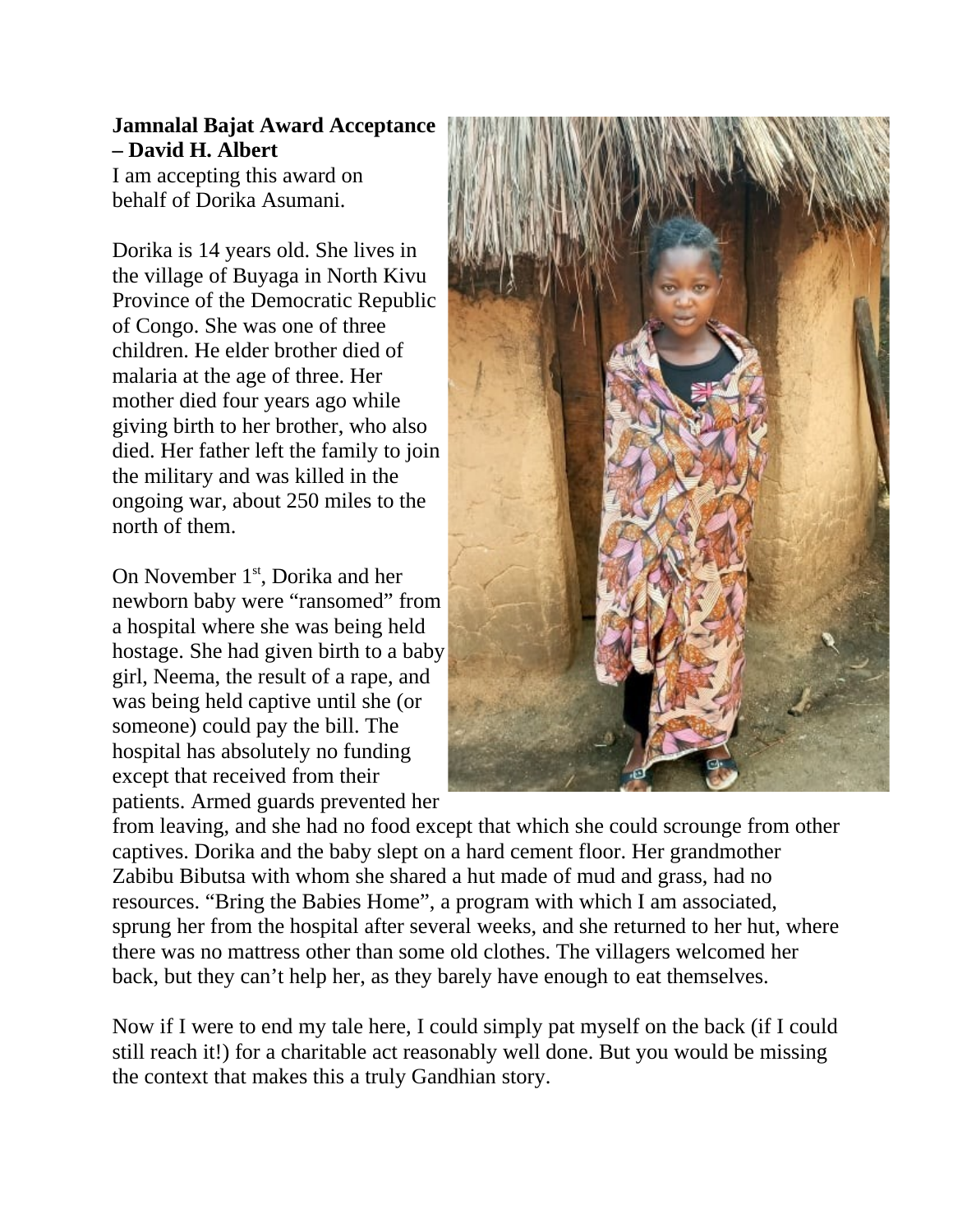**Jamnalal Bajat Award Acceptance – David H. Albert**

I am accepting this award on behalf of Dorika Asumani.

Dorika is 14 years old. She lives in the village of Buyaga in North Kivu Province of the Democratic Republic of Congo. She was one of three children. He elder brother died of malaria at the age of three. Her mother died four years ago while giving birth to her brother, who also died. Her father left the family to join the military and was killed in the ongoing war, about 250 miles to the north of them.

On November 1st, Dorika and her newborn baby were "ransomed" from a hospital where she was being held hostage. She had given birth to a baby girl, Neema, the result of a rape, and was being held captive until she (or someone) could pay the bill. The hospital has absolutely no funding except that received from their patients. Armed guards prevented her from leaving, and she had no food except that which she could scrounge from other captives. Dorika and the baby slept on a hard cement floor. Her grandmother Zabibu Bibutsa with whom she shared a hut made of mud and grass, had no resources. "Bring the Babies Home", a program with which I am associated, sprung her from the hospital after several weeks, and she returned to her hut, where there was no mattress other than some old clothes. The villagers welcomed her back, but they can't help her, as they barely have enough to eat themselves.

Now if I were to end my tale here, I could simply pat myself on the back (if I could still reach it!) for a charitable act reasonably well done. But you would be missing the context that makes this a truly Gandhian story.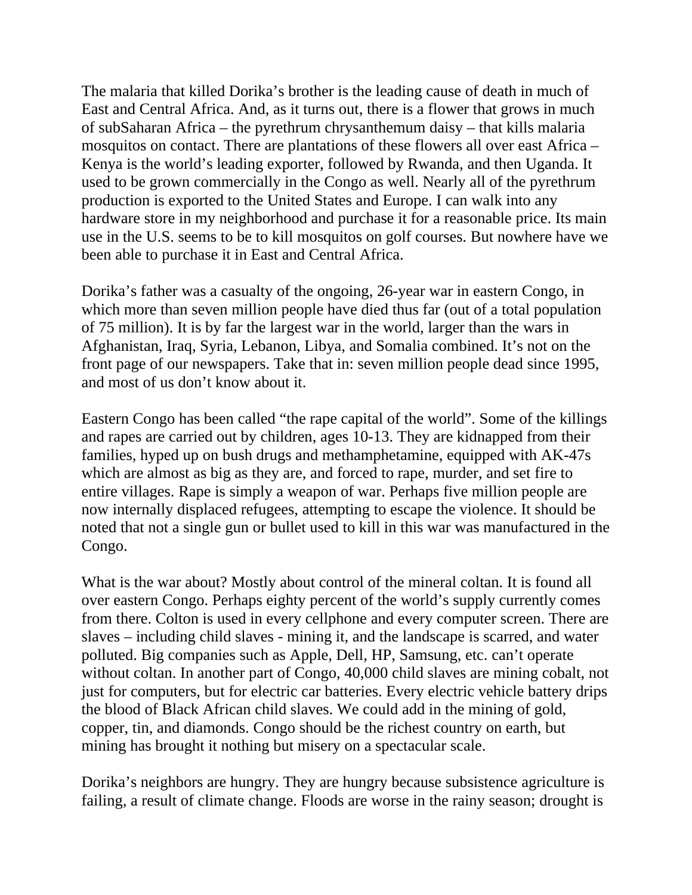The malaria that killed Dorika's brother is the leading cause of death in much of East and Central Africa. And, as it turns out, there is a flower that grows in much of subSaharan Africa – the pyrethrum chrysanthemum daisy – that kills malaria mosquitos on contact. There are plantations of these flowers all over east Africa – Kenya is the world's leading exporter, followed by Rwanda, and then Uganda. It used to be grown commercially in the Congo as well. Nearly all of the pyrethrum production is exported to the United States and Europe. I can walk into any hardware store in my neighborhood and purchase it for a reasonable price. Its main use in the U.S. seems to be to kill mosquitos on golf courses. But nowhere have we been able to purchase it in East and Central Africa.

Dorika's father was a casualty of the ongoing, 26-year war in eastern Congo, in which more than seven million people have died thus far (out of a total population of 75 million). It is by far the largest war in the world, larger than the wars in Afghanistan, Iraq, Syria, Lebanon, Libya, and Somalia combined. It's not on the front page of our newspapers. Take that in: seven million people dead since 1995, and most of us don't know about it.

Eastern Congo has been called "the rape capital of the world". Some of the killings and rapes are carried out by children, ages 10-13. They are kidnapped from their families, hyped up on bush drugs and methamphetamine, equipped with AK-47s which are almost as big as they are, and forced to rape, murder, and set fire to entire villages. Rape is simply a weapon of war. Perhaps five million people are now internally displaced refugees, attempting to escape the violence. It should be noted that not a single gun or bullet used to kill in this war was manufactured in the Congo.

What is the war about? Mostly about control of the mineral coltan. It is found all over eastern Congo. Perhaps eighty percent of the world's supply currently comes from there. Colton is used in every cellphone and every computer screen. There are slaves – including child slaves - mining it, and the landscape is scarred, and water polluted. Big companies such as Apple, Dell, HP, Samsung, etc. can't operate without coltan. In another part of Congo, 40,000 child slaves are mining cobalt, not just for computers, but for electric car batteries. Every electric vehicle battery drips the blood of Black African child slaves. We could add in the mining of gold, copper, tin, and diamonds. Congo should be the richest country on earth, but mining has brought it nothing but misery on a spectacular scale.

Dorika's neighbors are hungry. They are hungry because subsistence agriculture is failing, a result of climate change. Floods are worse in the rainy season; drought is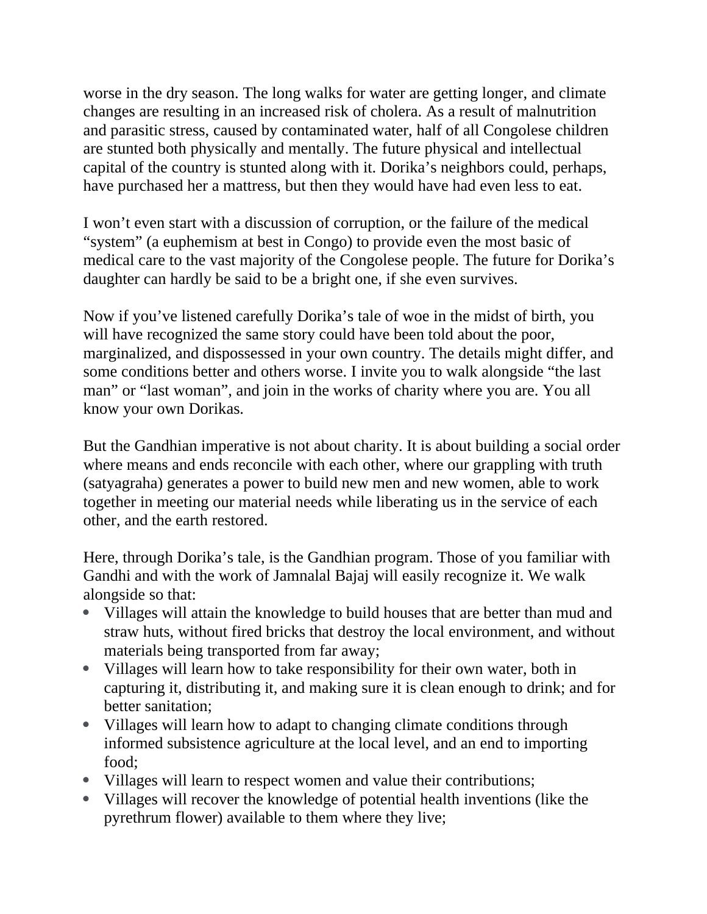worse in the dry season. The long walks for water are getting longer, and climate changes are resulting in an increased risk of cholera. As a result of malnutrition and parasitic stress, caused by contaminated water, half of all Congolese children are stunted both physically and mentally. The future physical and intellectual capital of the country is stunted along with it. Dorika's neighbors could, perhaps, have purchased her a mattress, but then they would have had even less to eat.

I won't even start with a discussion of corruption, or the failure of the medical "system" (a euphemism at best in Congo) to provide even the most basic of medical care to the vast majority of the Congolese people. The future for Dorika's daughter can hardly be said to be a bright one, if she even survives.

Now if you've listened carefully Dorika's tale of woe in the midst of birth, you will have recognized the same story could have been told about the poor, marginalized, and dispossessed in your own country. The details might differ, and some conditions better and others worse. I invite you to walk alongside "the last man" or "last woman", and join in the works of charity where you are. You all know your own Dorikas.

But the Gandhian imperative is not about charity. It is about building a social order where means and ends reconcile with each other, where our grappling with truth (satyagraha) generates a power to build new men and new women, able to work together in meeting our material needs while liberating us in the service of each other, and the earth restored.

Here, through Dorika's tale, is the Gandhian program. Those of you familiar with Gandhi and with the work of Jamnalal Bajaj will easily recognize it. We walk alongside so that:

- Villages will attain the knowledge to build houses that are better than mud and straw huts, without fired bricks that destroy the local environment, and without materials being transported from far away;
- Villages will learn how to take responsibility for their own water, both in capturing it, distributing it, and making sure it is clean enough to drink; and for better sanitation;
- Villages will learn how to adapt to changing climate conditions through informed subsistence agriculture at the local level, and an end to importing food;
- Villages will learn to respect women and value their contributions;
- Villages will recover the knowledge of potential health inventions (like the pyrethrum flower) available to them where they live;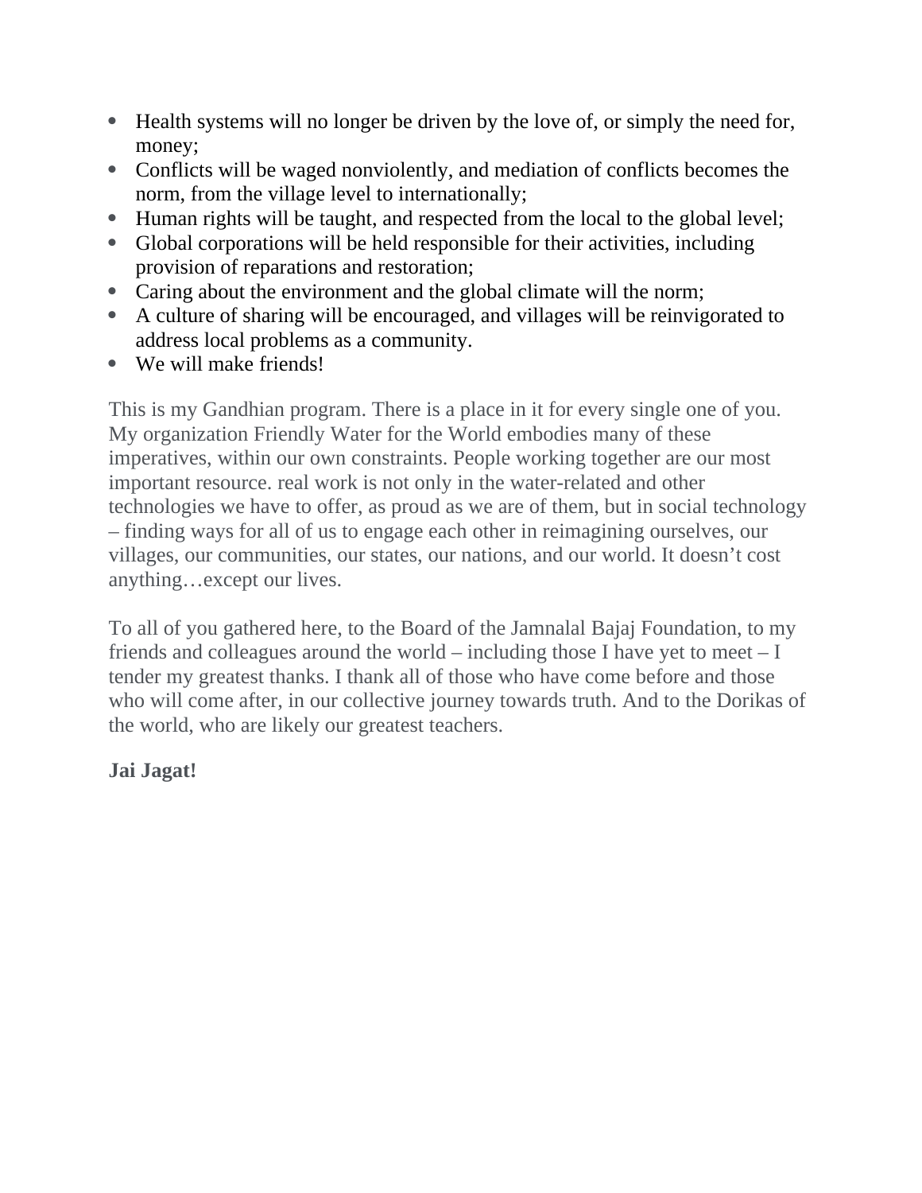- Health systems will no longer be driven by the love of, or simply the need for, money;
- Conflicts will be waged nonviolently, and mediation of conflicts becomes the norm, from the village level to internationally;
- Human rights will be taught, and respected from the local to the global level;
- Global corporations will be held responsible for their activities, including provision of reparations and restoration;
- Caring about the environment and the global climate will the norm;
- A culture of sharing will be encouraged, and villages will be reinvigorated to address local problems as a community.
- We will make friends!

This is my Gandhian program. There is a place in it for every single one of you. My organization Friendly Water for the World embodies many of these imperatives, within our own constraints. People working together are our most important resource. real work is not only in the water-related and other technologies we have to offer, as proud as we are of them, but in social technology – finding ways for all of us to engage each other in reimagining ourselves, our villages, our communities, our states, our nations, and our world. It doesn't cost anything…except our lives.

To all of you gathered here, to the Board of the Jamnalal Bajaj Foundation, to my friends and colleagues around the world – including those I have yet to meet – I tender my greatest thanks. I thank all of those who have come before and those who will come after, in our collective journey towards truth. And to the Dorikas of the world, who are likely our greatest teachers.

**Jai Jagat!**